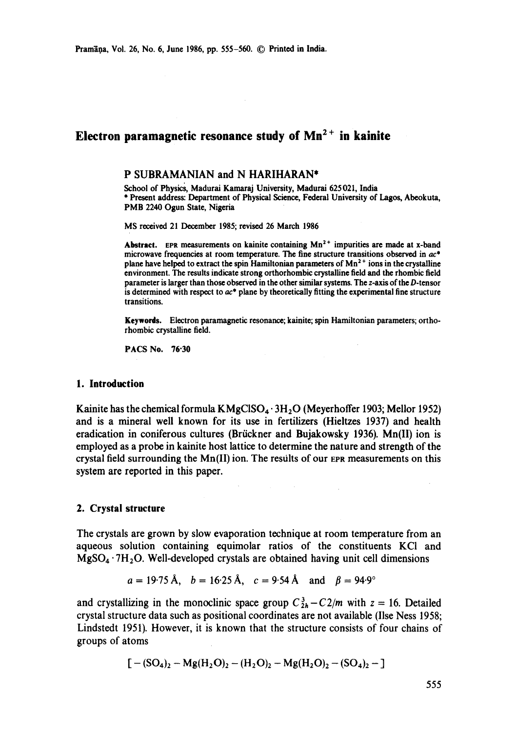# Electron paramagnetic resonance study of $Mn^{2+}$ in kainite

P SUBRAMANIAN and N HARIHARAN*

School of Physics, Madurai Kamaraj University, Madurai 625 021, India
* Present address: Department of Physical Science, Federal University of Lagos, Abeokuta, PMB 2240 Ogun State, Nigeria

MS received 21 December 1985; revised 26 March 1986

**Abstract.** EPR measurements on kainite containing $Mn^{2+}$ impurities are made at x-band microwave frequencies at room temperature. The fine structure transitions observed in $ac^*$ plane have helped to extract the spin Hamiltonian parameters of $Mn^{2+}$ ions in the crystalline environment. The results indicate strong orthorhombic crystalline field and the rhombic field parameter is larger than those observed in the other similar systems. The z-axis of the D-tensor is determined with respect to $ac^*$ plane by theoretically fitting the experimental fine structure transitions.

**Keywords.** Electron paramagnetic resonance; kainite; spin Hamiltonian parameters; orthorhombic crystalline field.

**PACS No.** 76·30

## 1. Introduction

Kainite has the chemical formula $KMgClSO_4 \cdot 3H_2O$ (Meyerhoffer 1903; Mellor 1952) and is a mineral well known for its use in fertilizers (Hieltzes 1937) and health eradication in coniferous cultures (Brückner and Bujakowsky 1936). Mn(II) ion is employed as a probe in kainite host lattice to determine the nature and strength of the crystal field surrounding the Mn(II) ion. The results of our EPR measurements on this system are reported in this paper.

## 2. Crystal structure

The crystals are grown by slow evaporation technique at room temperature from an aqueous solution containing equimolar ratios of the constituents KCl and $MgSO_4 \cdot 7H_2O$. Well-developed crystals are obtained having unit cell dimensions

$$a = 19{\cdot}75\ \text{Å}, \quad b = 16{\cdot}25\ \text{Å}, \quad c = 9{\cdot}54\ \text{Å} \quad \text{and} \quad \beta = 94{\cdot}9^\circ$$

and crystallizing in the monoclinic space group $C_{2h}^3 - C2/m$ with $z = 16$. Detailed crystal structure data such as positional coordinates are not available (Ilse Ness 1958; Lindstedt 1951). However, it is known that the structure consists of four chains of groups of atoms

$$[-(SO_4)_2 - Mg(H_2O)_2 - (H_2O)_2 - Mg(H_2O)_2 - (SO_4)_2 -]$$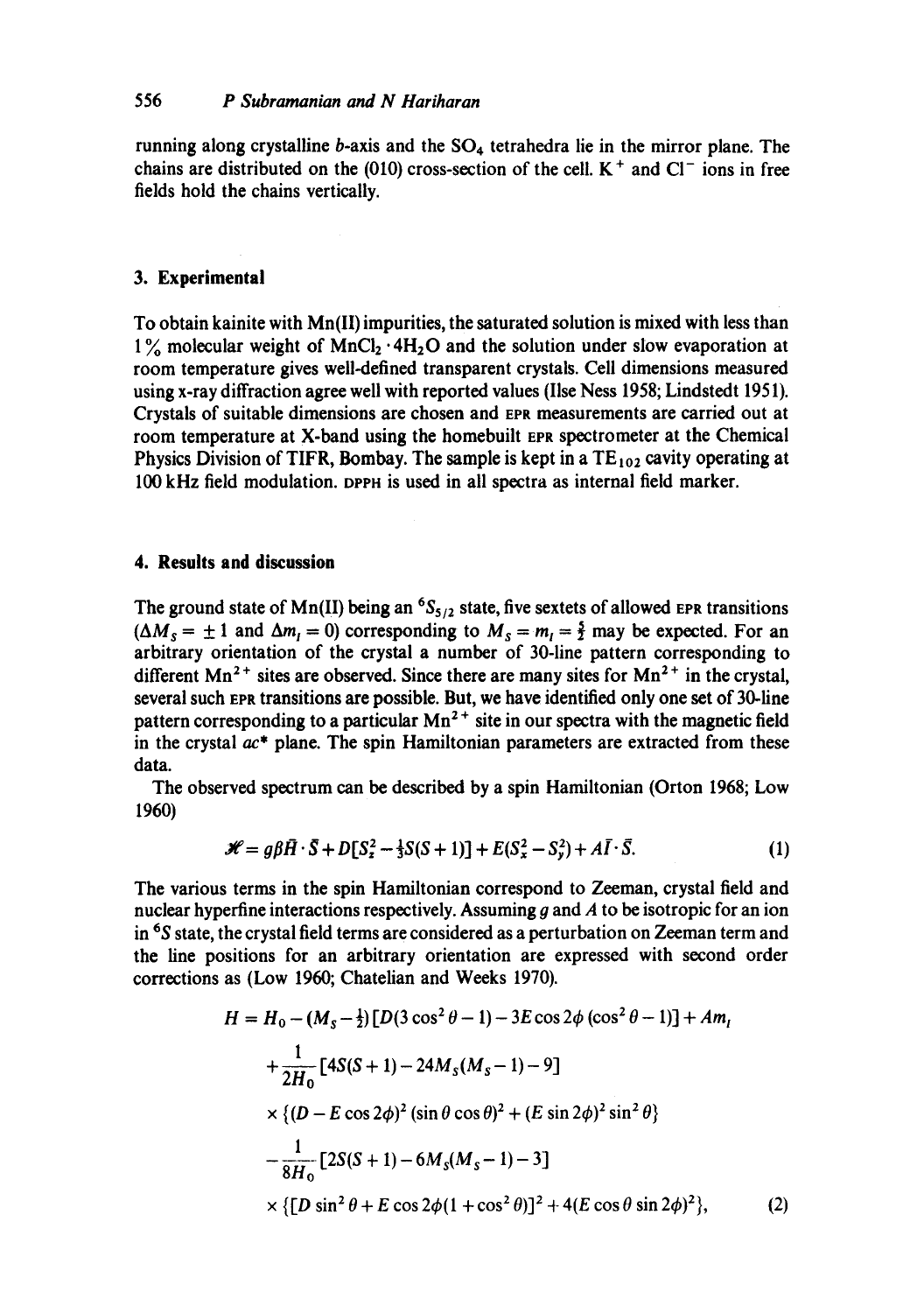running along crystalline $b$-axis and the $SO_4$ tetrahedra lie in the mirror plane. The chains are distributed on the (010) cross-section of the cell. $K^+$ and $Cl^-$ ions in free fields hold the chains vertically.

## 3. Experimental

To obtain kainite with Mn(II) impurities, the saturated solution is mixed with less than 1% molecular weight of $MnCl_2 \cdot 4H_2O$ and the solution under slow evaporation at room temperature gives well-defined transparent crystals. Cell dimensions measured using x-ray diffraction agree well with reported values (Ilse Ness 1958; Lindstedt 1951). Crystals of suitable dimensions are chosen and EPR measurements are carried out at room temperature at X-band using the homebuilt EPR spectrometer at the Chemical Physics Division of TIFR, Bombay. The sample is kept in a $TE_{102}$ cavity operating at 100 kHz field modulation. DPPH is used in all spectra as internal field marker.

## 4. Results and discussion

The ground state of Mn(II) being an $^6S_{5/2}$ state, five sextets of allowed EPR transitions ($\Delta M_S = \pm 1$ and $\Delta m_I = 0$) corresponding to $M_S = m_I = \frac{5}{2}$ may be expected. For an arbitrary orientation of the crystal a number of 30-line pattern corresponding to different $Mn^{2+}$ sites are observed. Since there are many sites for $Mn^{2+}$ in the crystal, several such EPR transitions are possible. But, we have identified only one set of 30-line pattern corresponding to a particular $Mn^{2+}$ site in our spectra with the magnetic field in the crystal $ac^*$ plane. The spin Hamiltonian parameters are extracted from these data.

The observed spectrum can be described by a spin Hamiltonian (Orton 1968; Low 1960)

$$\mathscr{H} = g\beta \bar{H} \cdot \bar{S} + D[S_z^2 - \tfrac{1}{3}S(S+1)] + E(S_x^2 - S_y^2) + A\bar{I} \cdot \bar{S}. \tag{1}$$

The various terms in the spin Hamiltonian correspond to Zeeman, crystal field and nuclear hyperfine interactions respectively. Assuming $g$ and $A$ to be isotropic for an ion in $^6S$ state, the crystal field terms are considered as a perturbation on Zeeman term and the line positions for an arbitrary orientation are expressed with second order corrections as (Low 1960; Chatelian and Weeks 1970).

$$\begin{aligned} H = H_0 &- (M_S - \tfrac{1}{2})[D(3\cos^2\theta - 1) - 3E\cos 2\phi(\cos^2\theta - 1)] + Am_I \\ &+ \frac{1}{2H_0}[4S(S+1) - 24M_S(M_S - 1) - 9] \\ &\times \{(D - E\cos 2\phi)^2(\sin\theta\cos\theta)^2 + (E\sin 2\phi)^2\sin^2\theta\} \\ &- \frac{1}{8H_0}[2S(S+1) - 6M_S(M_S - 1) - 3] \\ &\times \{[D\sin^2\theta + E\cos 2\phi(1 + \cos^2\theta)]^2 + 4(E\cos\theta\sin 2\phi)^2\}, \end{aligned} \tag{2}$$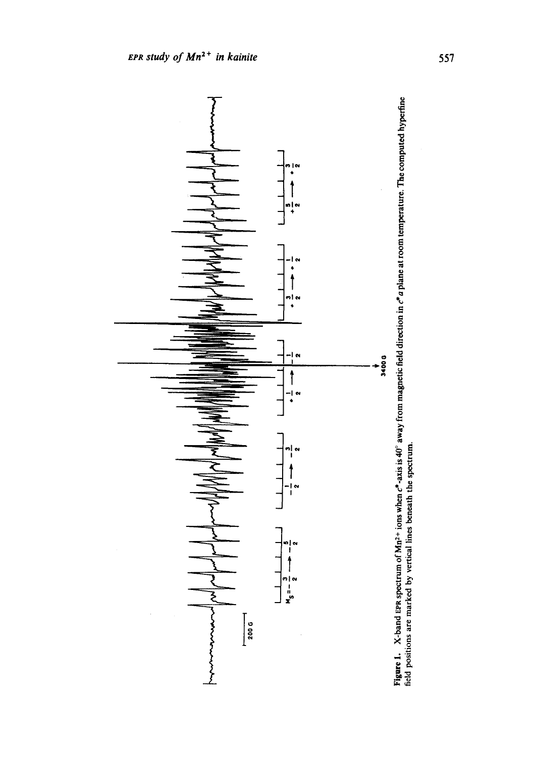**Figure 1.** X-band EPR spectrum of $Mn^{2+}$ ions when $c^*$-axis is 40° away from magnetic field direction in $c^*a$ plane at room temperature. The computed hyperfine field positions are marked by vertical lines beneath the spectrum.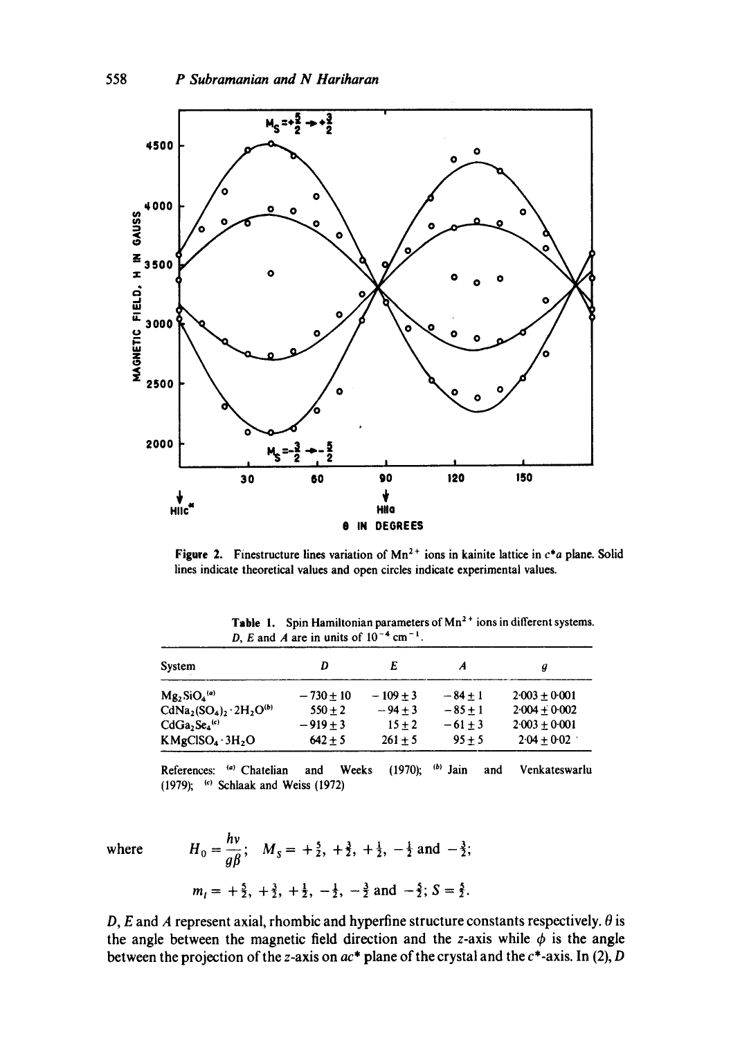Figure 2. Finestructure lines variation of $Mn^{2+}$ ions in kainite lattice in $c^*a$ plane. Solid lines indicate theoretical values and open circles indicate experimental values.

Table 1. Spin Hamiltonian parameters of $Mn^{2+}$ ions in different systems. $D$, $E$ and $A$ are in units of $10^{-4}\ cm^{-1}$.

| System | $D$ | $E$ | $A$ | $g$ |
|---|---|---|---|---|
| $Mg_2SiO_4$ [a] | $-730 \pm 10$ | $-109 \pm 3$ | $-84 \pm 1$ | $2.003 \pm 0.001$ |
| $CdNa_2(SO_4)_2 \cdot 2H_2O$ [b] | $550 \pm 2$ | $-94 \pm 3$ | $-85 \pm 1$ | $2.004 \pm 0.002$ |
| $CdGa_2Se_4$ [c] | $-919 \pm 3$ | $15 \pm 2$ | $-61 \pm 3$ | $2.003 \pm 0.001$ |
| $KMgClSO_4 \cdot 3H_2O$ | $642 \pm 5$ | $261 \pm 5$ | $95 \pm 5$ | $2.04 \pm 0.02$ |

References: [a] Chatelian and Weeks (1970); [b] Jain and Venkateswarlu (1979); [c] Schlaak and Weiss (1972)

where
$$H_0 = \frac{h\nu}{g\beta}; \quad M_S = +\tfrac{5}{2}, +\tfrac{3}{2}, +\tfrac{1}{2}, -\tfrac{1}{2} \text{ and } -\tfrac{3}{2};$$

$$m_I = +\tfrac{5}{2}, +\tfrac{3}{2}, +\tfrac{1}{2}, -\tfrac{1}{2}, -\tfrac{3}{2} \text{ and } -\tfrac{5}{2}; S = \tfrac{5}{2}.$$

$D$, $E$ and $A$ represent axial, rhombic and hyperfine structure constants respectively. $\theta$ is the angle between the magnetic field direction and the $z$-axis while $\phi$ is the angle between the projection of the $z$-axis on $ac^*$ plane of the crystal and the $c^*$-axis. In (2), $D$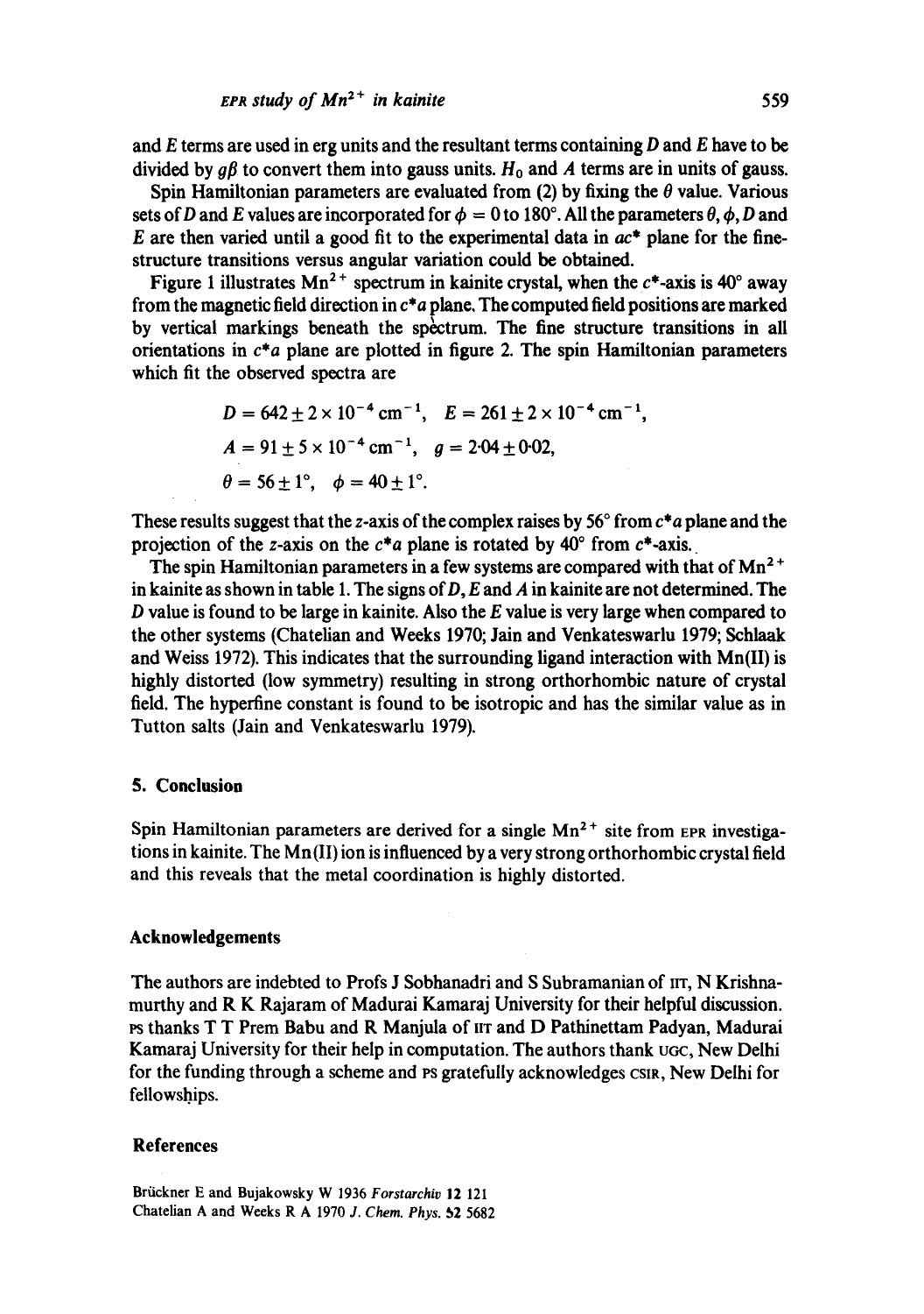and $E$ terms are used in erg units and the resultant terms containing $D$ and $E$ have to be divided by $g\beta$ to convert them into gauss units. $H_0$ and $A$ terms are in units of gauss.

Spin Hamiltonian parameters are evaluated from (2) by fixing the $\theta$ value. Various sets of $D$ and $E$ values are incorporated for $\phi = 0$ to $180°$. All the parameters $\theta$, $\phi$, $D$ and $E$ are then varied until a good fit to the experimental data in $ac^*$ plane for the fine-structure transitions versus angular variation could be obtained.

Figure 1 illustrates $Mn^{2+}$ spectrum in kainite crystal, when the $c^*$-axis is 40° away from the magnetic field direction in $c^*a$ plane. The computed field positions are marked by vertical markings beneath the spectrum. The fine structure transitions in all orientations in $c^*a$ plane are plotted in figure 2. The spin Hamiltonian parameters which fit the observed spectra are

$$D = 642 \pm 2 \times 10^{-4}\ \text{cm}^{-1}, \quad E = 261 \pm 2 \times 10^{-4}\ \text{cm}^{-1},$$
$$A = 91 \pm 5 \times 10^{-4}\ \text{cm}^{-1}, \quad g = 2{\cdot}04 \pm 0{\cdot}02,$$
$$\theta = 56 \pm 1°, \quad \phi = 40 \pm 1°.$$

These results suggest that the $z$-axis of the complex raises by 56° from $c^*a$ plane and the projection of the $z$-axis on the $c^*a$ plane is rotated by 40° from $c^*$-axis.

The spin Hamiltonian parameters in a few systems are compared with that of $Mn^{2+}$ in kainite as shown in table 1. The signs of $D$, $E$ and $A$ in kainite are not determined. The $D$ value is found to be large in kainite. Also the $E$ value is very large when compared to the other systems (Chatelian and Weeks 1970; Jain and Venkateswarlu 1979; Schlaak and Weiss 1972). This indicates that the surrounding ligand interaction with Mn(II) is highly distorted (low symmetry) resulting in strong orthorhombic nature of crystal field. The hyperfine constant is found to be isotropic and has the similar value as in Tutton salts (Jain and Venkateswarlu 1979).

## 5. Conclusion

Spin Hamiltonian parameters are derived for a single $Mn^{2+}$ site from EPR investigations in kainite. The Mn(II) ion is influenced by a very strong orthorhombic crystal field and this reveals that the metal coordination is highly distorted.

## Acknowledgements

The authors are indebted to Profs J Sobhanadri and S Subramanian of IIT, N Krishnamurthy and R K Rajaram of Madurai Kamaraj University for their helpful discussion. PS thanks T T Prem Babu and R Manjula of IIT and D Pathinettam Padyan, Madurai Kamaraj University for their help in computation. The authors thank UGC, New Delhi for the funding through a scheme and PS gratefully acknowledges CSIR, New Delhi for fellowships.

## References

Brückner E and Bujakowsky W 1936 *Forstarchiv* **12** 121

Chatelian A and Weeks R A 1970 *J. Chem. Phys.* **52** 5682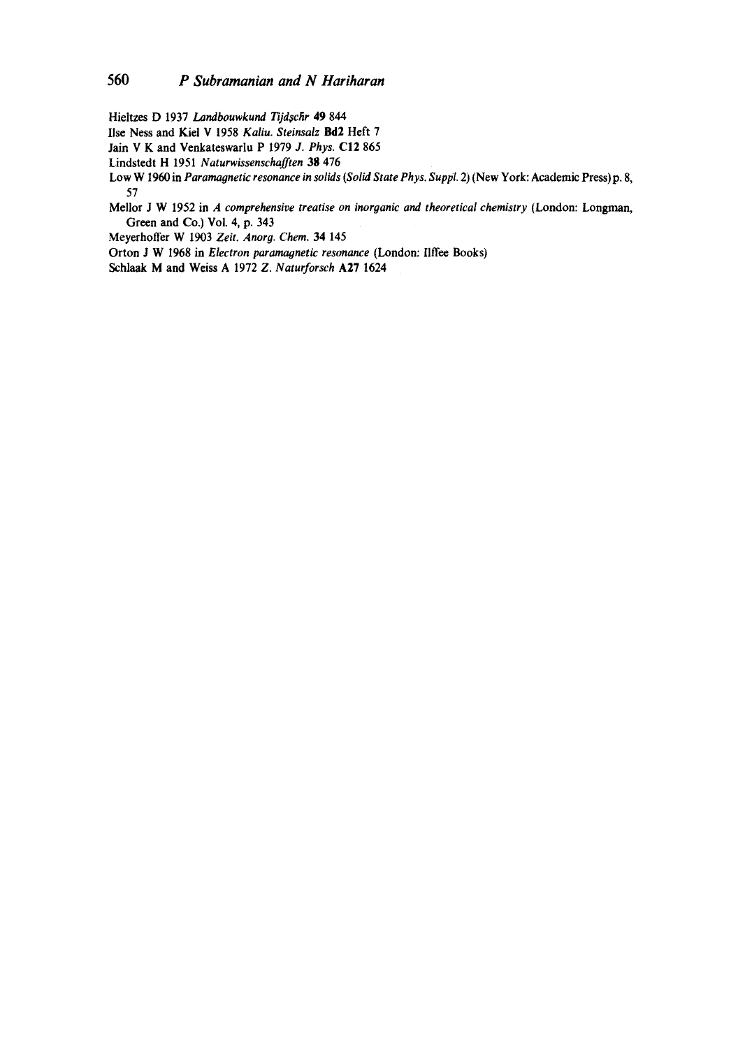Hieltzes D 1937 *Landbouwkund Tijdşchr* **49** 844

Ilse Ness and Kiel V 1958 *Kaliu. Steinsalz* **Bd2** Heft 7

Jain V K and Venkateswarlu P 1979 *J. Phys.* **C12** 865

Lindstedt H 1951 *Naturwissenschafften* **38** 476

Low W 1960 in *Paramagnetic resonance in solids (Solid State Phys. Suppl. 2)* (New York: Academic Press) p. 8, 57

Mellor J W 1952 in *A comprehensive treatise on inorganic and theoretical chemistry* (London: Longman, Green and Co.) Vol. 4, p. 343

Meyerhoffer W 1903 *Zeit. Anorg. Chem.* **34** 145

Orton J W 1968 in *Electron paramagnetic resonance* (London: Ilffee Books)

Schlaak M and Weiss A 1972 *Z. Naturforsch* **A27** 1624